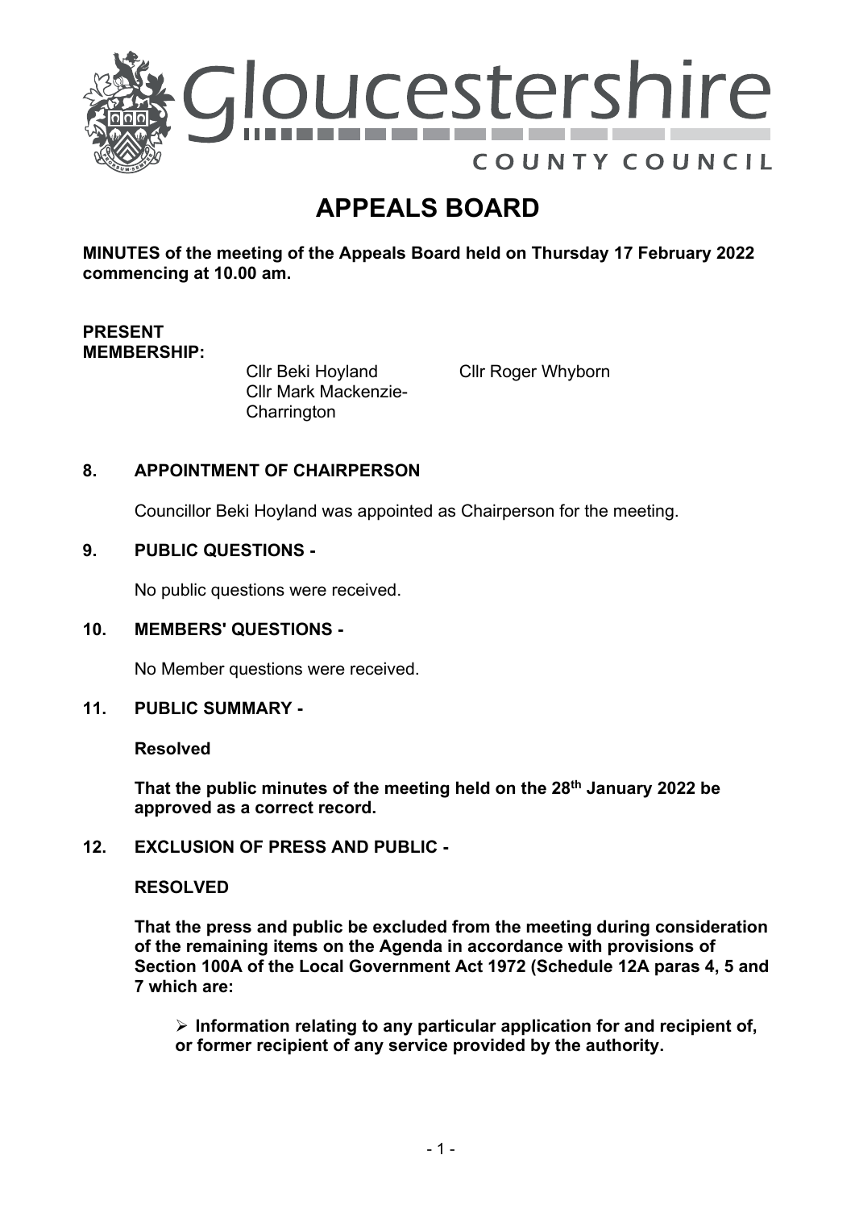# APPEALS BOARD

**MINUTES of the meeting of the Appeals Board held on Thursday 17 February 2022 commencing at 10.00 am.**

**PRESENT MEMBERSHIP:**

Cllr Beki Hoyland
Cllr Mark Mackenzie-Charrington
Cllr Roger Whyborn

## 8. APPOINTMENT OF CHAIRPERSON

Councillor Beki Hoyland was appointed as Chairperson for the meeting.

## 9. PUBLIC QUESTIONS -

No public questions were received.

## 10. MEMBERS' QUESTIONS -

No Member questions were received.

## 11. PUBLIC SUMMARY -

**Resolved**

**That the public minutes of the meeting held on the 28th January 2022 be approved as a correct record.**

## 12. EXCLUSION OF PRESS AND PUBLIC -

**RESOLVED**

**That the press and public be excluded from the meeting during consideration of the remaining items on the Agenda in accordance with provisions of Section 100A of the Local Government Act 1972 (Schedule 12A paras 4, 5 and 7 which are:**

- **Information relating to any particular application for and recipient of, or former recipient of any service provided by the authority.**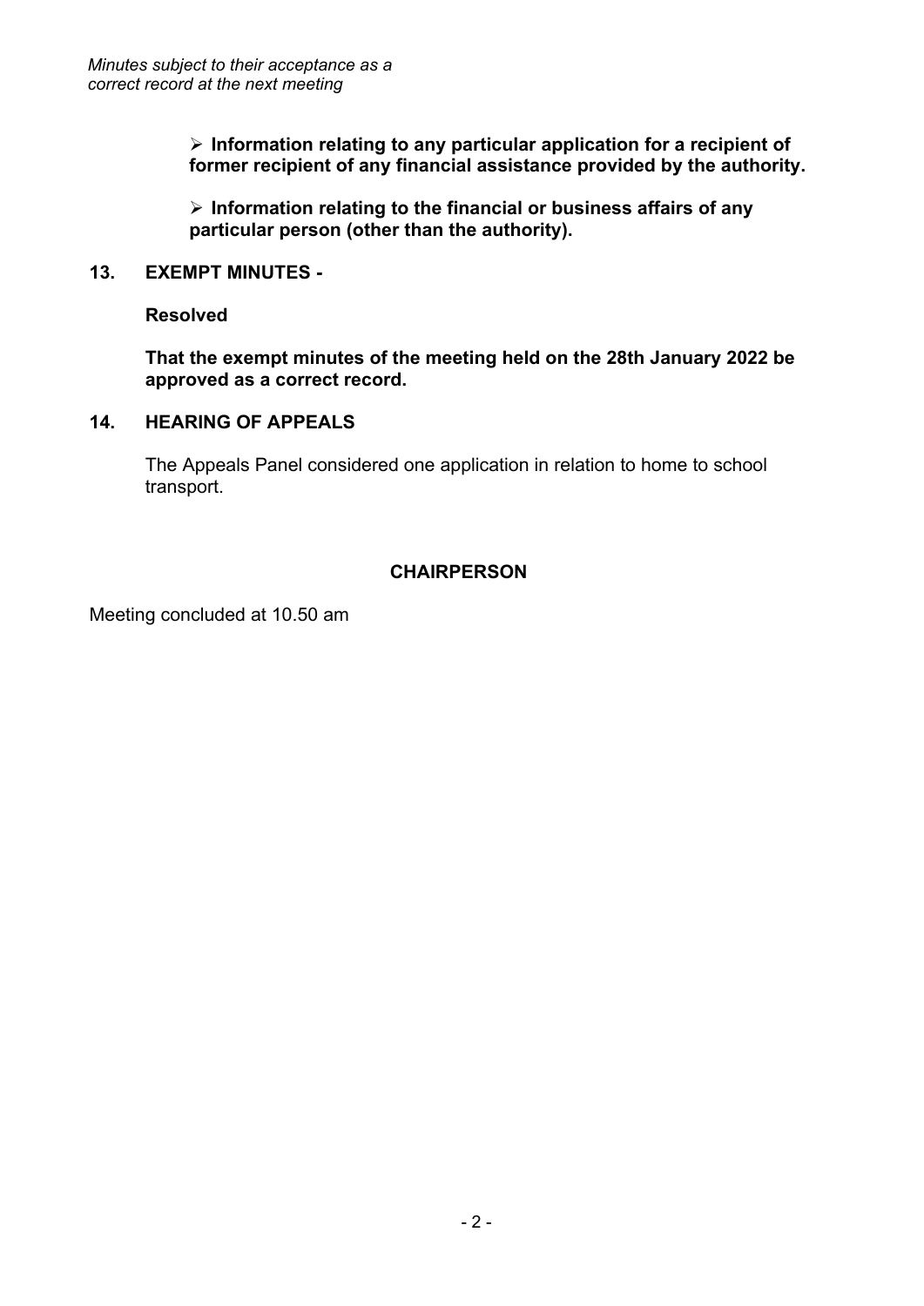*Minutes subject to their acceptance as a correct record at the next meeting*

- **Information relating to any particular application for a recipient of former recipient of any financial assistance provided by the authority.**

- **Information relating to the financial or business affairs of any particular person (other than the authority).**

**13. EXEMPT MINUTES -**

**Resolved**

**That the exempt minutes of the meeting held on the 28th January 2022 be approved as a correct record.**

**14. HEARING OF APPEALS**

The Appeals Panel considered one application in relation to home to school transport.

**CHAIRPERSON**

Meeting concluded at 10.50 am